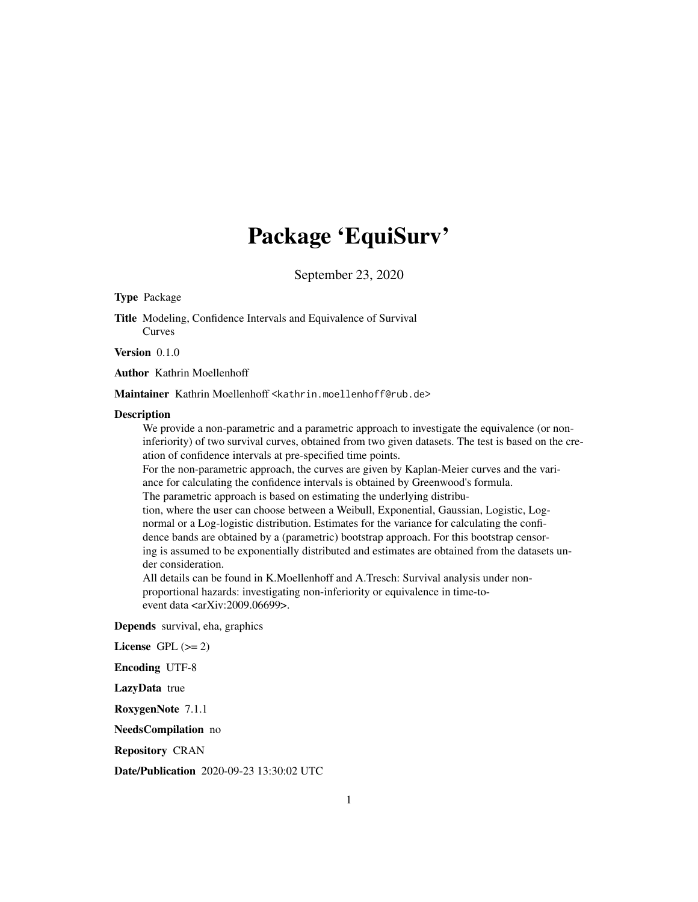# Package 'EquiSurv'

September 23, 2020

**Type** Package

**Title** Modeling, Confidence Intervals and Equivalence of Survival Curves

**Version** 0.1.0

**Author** Kathrin Moellenhoff

**Maintainer** Kathrin Moellenhoff <kathrin.moellenhoff@rub.de>

**Description**

We provide a non-parametric and a parametric approach to investigate the equivalence (or non-inferiority) of two survival curves, obtained from two given datasets. The test is based on the creation of confidence intervals at pre-specified time points.
For the non-parametric approach, the curves are given by Kaplan-Meier curves and the variance for calculating the confidence intervals is obtained by Greenwood's formula.
The parametric approach is based on estimating the underlying distribution, where the user can choose between a Weibull, Exponential, Gaussian, Logistic, Log-normal or a Log-logistic distribution. Estimates for the variance for calculating the confidence bands are obtained by a (parametric) bootstrap approach. For this bootstrap censoring is assumed to be exponentially distributed and estimates are obtained from the datasets under consideration.
All details can be found in K.Moellenhoff and A.Tresch: Survival analysis under non-proportional hazards: investigating non-inferiority or equivalence in time-to-event data <arXiv:2009.06699>.

**Depends** survival, eha, graphics

**License** GPL (>= 2)

**Encoding** UTF-8

**LazyData** true

**RoxygenNote** 7.1.1

**NeedsCompilation** no

**Repository** CRAN

**Date/Publication** 2020-09-23 13:30:02 UTC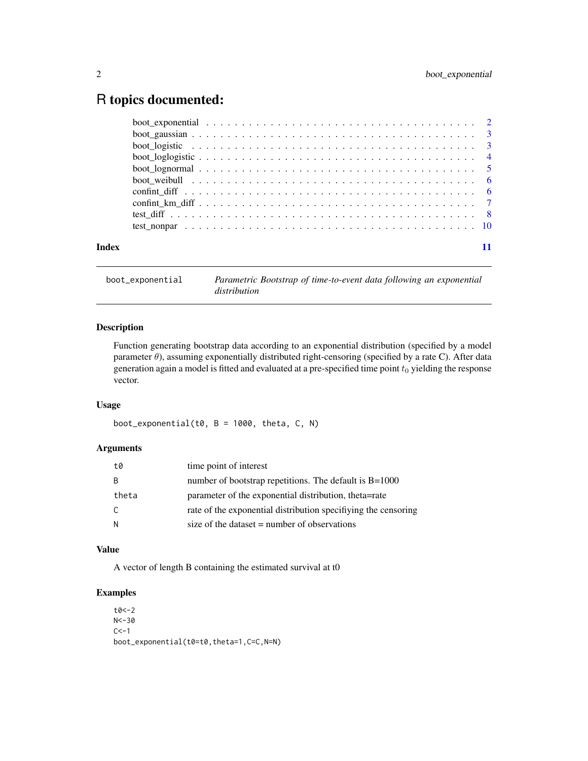# R topics documented:

- boot_exponential . . . . . . . . . . . . . . . . . . . . . . . . . . . . . . . . . . . . 2
- boot_gaussian . . . . . . . . . . . . . . . . . . . . . . . . . . . . . . . . . . . . 3
- boot_logistic . . . . . . . . . . . . . . . . . . . . . . . . . . . . . . . . . . . . 3
- boot_loglogistic . . . . . . . . . . . . . . . . . . . . . . . . . . . . . . . . . . . . 4
- boot_lognormal . . . . . . . . . . . . . . . . . . . . . . . . . . . . . . . . . . . . 5
- boot_weibull . . . . . . . . . . . . . . . . . . . . . . . . . . . . . . . . . . . . 6
- confint_diff . . . . . . . . . . . . . . . . . . . . . . . . . . . . . . . . . . . . 6
- confint_km_diff . . . . . . . . . . . . . . . . . . . . . . . . . . . . . . . . . . . . 7
- test_diff . . . . . . . . . . . . . . . . . . . . . . . . . . . . . . . . . . . . 8
- test_nonpar . . . . . . . . . . . . . . . . . . . . . . . . . . . . . . . . . . . . 10

**Index** 11

---

`boot_exponential` *Parametric Bootstrap of time-to-event data following an exponential distribution*

---

### Description

Function generating bootstrap data according to an exponential distribution (specified by a model parameter $\theta$), assuming exponentially distributed right-censoring (specified by a rate C). After data generation again a model is fitted and evaluated at a pre-specified time point $t_0$ yielding the response vector.

### Usage

```
boot_exponential(t0, B = 1000, theta, C, N)
```

### Arguments

| | |
|---|---|
| t0 | time point of interest |
| B | number of bootstrap repetitions. The default is B=1000 |
| theta | parameter of the exponential distribution, theta=rate |
| C | rate of the exponential distribution specifiying the censoring |
| N | size of the dataset = number of observations |

### Value

A vector of length B containing the estimated survival at t0

### Examples

```
t0<-2
N<-30
C<-1
boot_exponential(t0=t0,theta=1,C=C,N=N)
```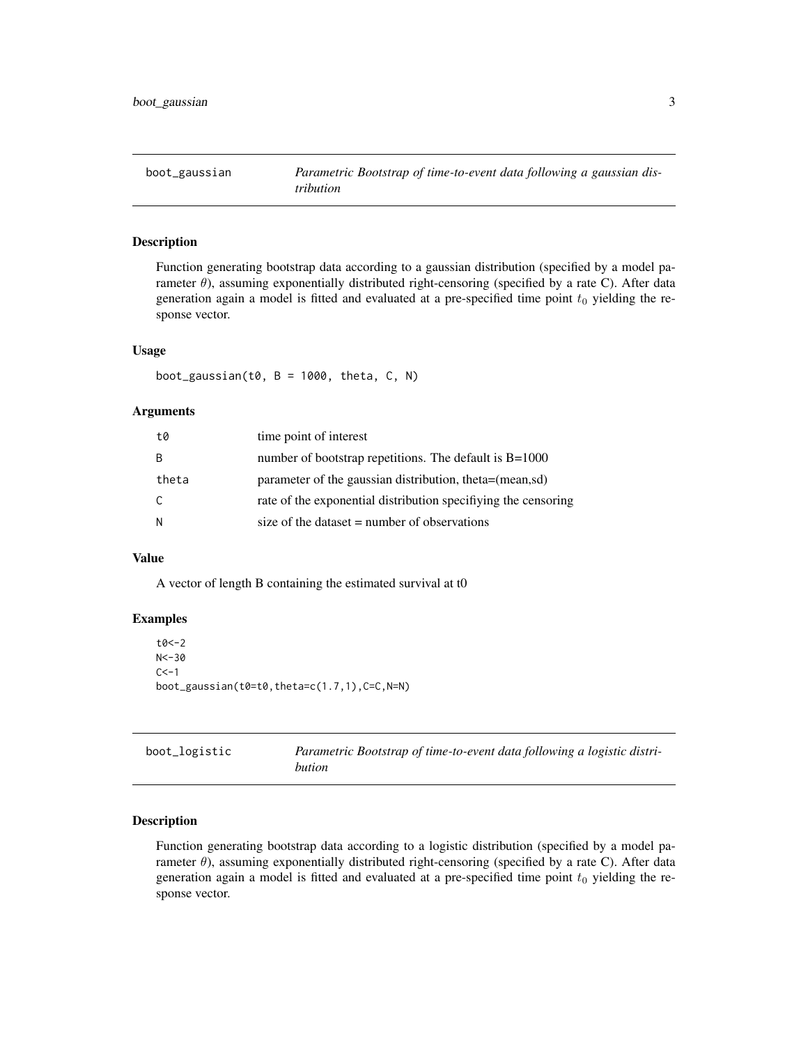## boot_gaussian

*Parametric Bootstrap of time-to-event data following a gaussian distribution*

### Description

Function generating bootstrap data according to a gaussian distribution (specified by a model parameter $\theta$), assuming exponentially distributed right-censoring (specified by a rate C). After data generation again a model is fitted and evaluated at a pre-specified time point $t_0$ yielding the response vector.

### Usage

```
boot_gaussian(t0, B = 1000, theta, C, N)
```

### Arguments

| | |
|---|---|
| t0 | time point of interest |
| B | number of bootstrap repetitions. The default is B=1000 |
| theta | parameter of the gaussian distribution, theta=(mean,sd) |
| C | rate of the exponential distribution specifiying the censoring |
| N | size of the dataset = number of observations |

### Value

A vector of length B containing the estimated survival at t0

### Examples

```
t0<-2
N<-30
C<-1
boot_gaussian(t0=t0,theta=c(1.7,1),C=C,N=N)
```

## boot_logistic

*Parametric Bootstrap of time-to-event data following a logistic distribution*

### Description

Function generating bootstrap data according to a logistic distribution (specified by a model parameter $\theta$), assuming exponentially distributed right-censoring (specified by a rate C). After data generation again a model is fitted and evaluated at a pre-specified time point $t_0$ yielding the response vector.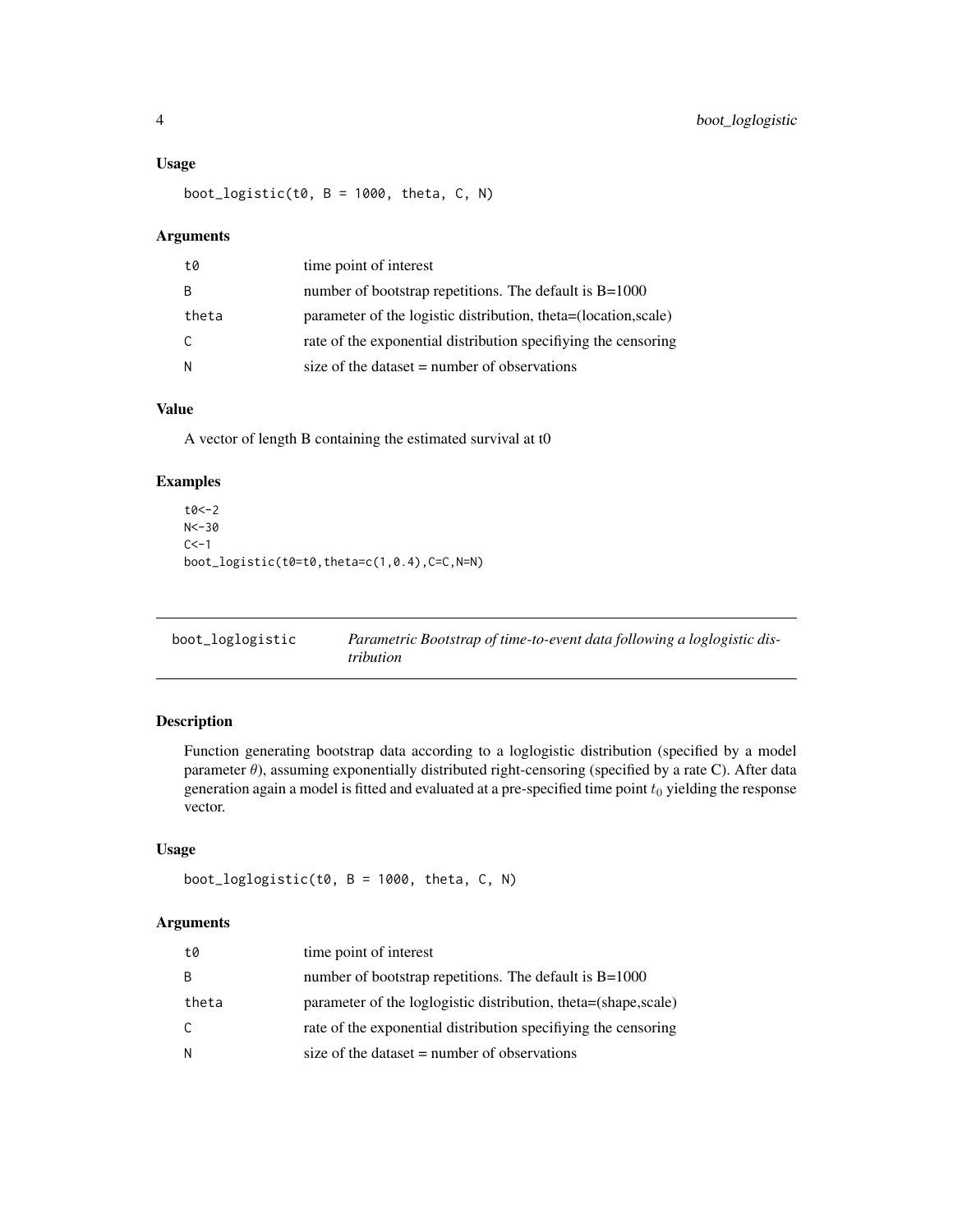### Usage

```
boot_logistic(t0, B = 1000, theta, C, N)
```

### Arguments

| | |
|---|---|
| t0 | time point of interest |
| B | number of bootstrap repetitions. The default is B=1000 |
| theta | parameter of the logistic distribution, theta=(location,scale) |
| C | rate of the exponential distribution specifiying the censoring |
| N | size of the dataset = number of observations |

### Value

A vector of length B containing the estimated survival at t0

### Examples

```
t0<-2
N<-30
C<-1
boot_logistic(t0=t0,theta=c(1,0.4),C=C,N=N)
```

## boot_loglogistic — *Parametric Bootstrap of time-to-event data following a loglogistic distribution*

### Description

Function generating bootstrap data according to a loglogistic distribution (specified by a model parameter $\theta$), assuming exponentially distributed right-censoring (specified by a rate C). After data generation again a model is fitted and evaluated at a pre-specified time point $t_0$ yielding the response vector.

### Usage

```
boot_loglogistic(t0, B = 1000, theta, C, N)
```

### Arguments

| | |
|---|---|
| t0 | time point of interest |
| B | number of bootstrap repetitions. The default is B=1000 |
| theta | parameter of the loglogistic distribution, theta=(shape,scale) |
| C | rate of the exponential distribution specifiying the censoring |
| N | size of the dataset = number of observations |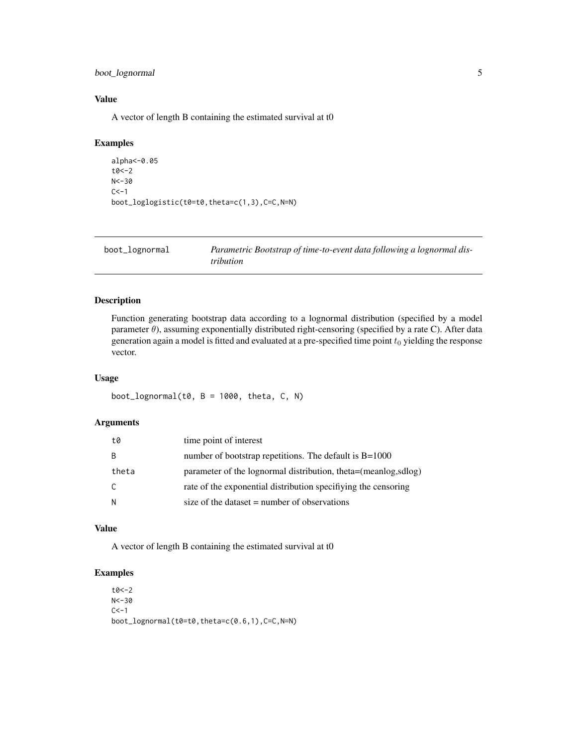### Value

A vector of length B containing the estimated survival at t0

### Examples

```
alpha<-0.05
t0<-2
N<-30
C<-1
boot_loglogistic(t0=t0,theta=c(1,3),C=C,N=N)
```

---

## boot_lognormal — *Parametric Bootstrap of time-to-event data following a lognormal distribution*

---

### Description

Function generating bootstrap data according to a lognormal distribution (specified by a model parameter $\theta$), assuming exponentially distributed right-censoring (specified by a rate C). After data generation again a model is fitted and evaluated at a pre-specified time point $t_0$ yielding the response vector.

### Usage

```
boot_lognormal(t0, B = 1000, theta, C, N)
```

### Arguments

| | |
|---|---|
| t0 | time point of interest |
| B | number of bootstrap repetitions. The default is B=1000 |
| theta | parameter of the lognormal distribution, theta=(meanlog,sdlog) |
| C | rate of the exponential distribution specifiying the censoring |
| N | size of the dataset = number of observations |

### Value

A vector of length B containing the estimated survival at t0

### Examples

```
t0<-2
N<-30
C<-1
boot_lognormal(t0=t0,theta=c(0.6,1),C=C,N=N)
```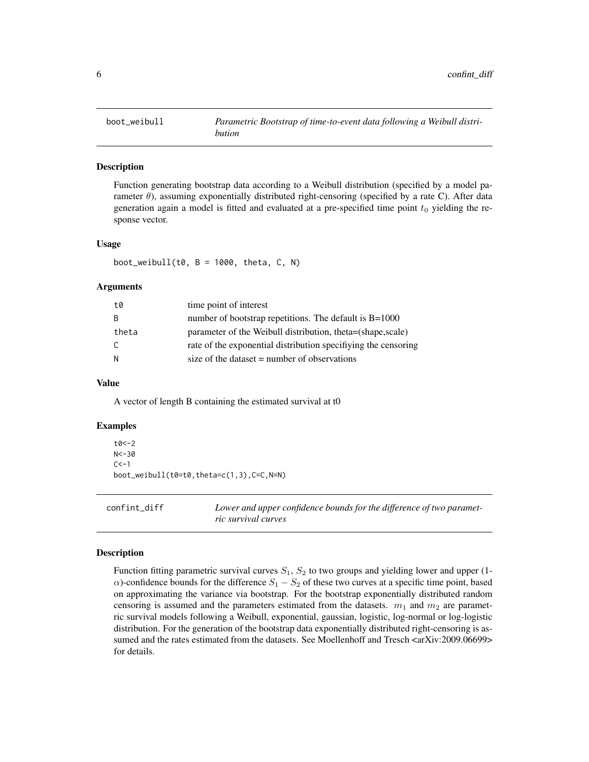## boot_weibull — *Parametric Bootstrap of time-to-event data following a Weibull distribution*

### Description

Function generating bootstrap data according to a Weibull distribution (specified by a model parameter $\theta$), assuming exponentially distributed right-censoring (specified by a rate C). After data generation again a model is fitted and evaluated at a pre-specified time point $t_0$ yielding the response vector.

### Usage

```
boot_weibull(t0, B = 1000, theta, C, N)
```

### Arguments

| | |
|---|---|
| t0 | time point of interest |
| B | number of bootstrap repetitions. The default is B=1000 |
| theta | parameter of the Weibull distribution, theta=(shape,scale) |
| C | rate of the exponential distribution specifiying the censoring |
| N | size of the dataset = number of observations |

### Value

A vector of length B containing the estimated survival at t0

### Examples

```
t0<-2
N<-30
C<-1
boot_weibull(t0=t0,theta=c(1,3),C=C,N=N)
```

## confint_diff — *Lower and upper confidence bounds for the difference of two parametric survival curves*

### Description

Function fitting parametric survival curves $S_1$, $S_2$ to two groups and yielding lower and upper (1-$\alpha$)-confidence bounds for the difference $S_1 - S_2$ of these two curves at a specific time point, based on approximating the variance via bootstrap. For the bootstrap exponentially distributed random censoring is assumed and the parameters estimated from the datasets. $m_1$ and $m_2$ are parametric survival models following a Weibull, exponential, gaussian, logistic, log-normal or log-logistic distribution. For the generation of the bootstrap data exponentially distributed right-censoring is assumed and the rates estimated from the datasets. See Moellenhoff and Tresch <arXiv:2009.06699> for details.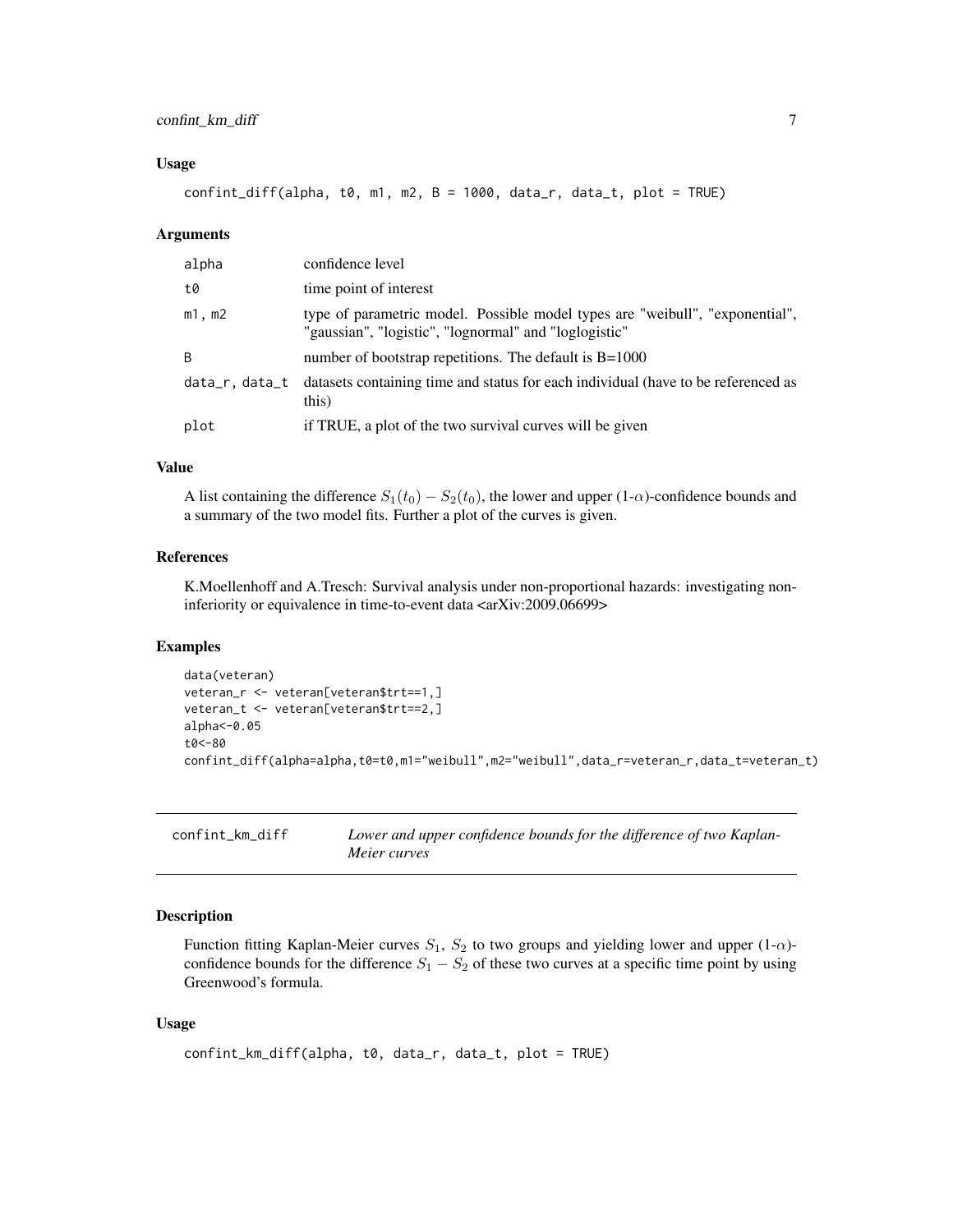### Usage

```
confint_diff(alpha, t0, m1, m2, B = 1000, data_r, data_t, plot = TRUE)
```

### Arguments

| | |
|---|---|
| alpha | confidence level |
| t0 | time point of interest |
| m1, m2 | type of parametric model. Possible model types are "weibull", "exponential", "gaussian", "logistic", "lognormal" and "loglogistic" |
| B | number of bootstrap repetitions. The default is B=1000 |
| data_r, data_t | datasets containing time and status for each individual (have to be referenced as this) |
| plot | if TRUE, a plot of the two survival curves will be given |

### Value

A list containing the difference $S_1(t_0) - S_2(t_0)$, the lower and upper (1-$\alpha$)-confidence bounds and a summary of the two model fits. Further a plot of the curves is given.

### References

K.Moellenhoff and A.Tresch: Survival analysis under non-proportional hazards: investigating non-inferiority or equivalence in time-to-event data <arXiv:2009.06699>

### Examples

```
data(veteran)
veteran_r <- veteran[veteran$trt==1,]
veteran_t <- veteran[veteran$trt==2,]
alpha<-0.05
t0<-80
confint_diff(alpha=alpha,t0=t0,m1="weibull",m2="weibull",data_r=veteran_r,data_t=veteran_t)
```

---

## confint_km_diff — *Lower and upper confidence bounds for the difference of two Kaplan-Meier curves*

### Description

Function fitting Kaplan-Meier curves $S_1$, $S_2$ to two groups and yielding lower and upper (1-$\alpha$)-confidence bounds for the difference $S_1 - S_2$ of these two curves at a specific time point by using Greenwood's formula.

### Usage

```
confint_km_diff(alpha, t0, data_r, data_t, plot = TRUE)
```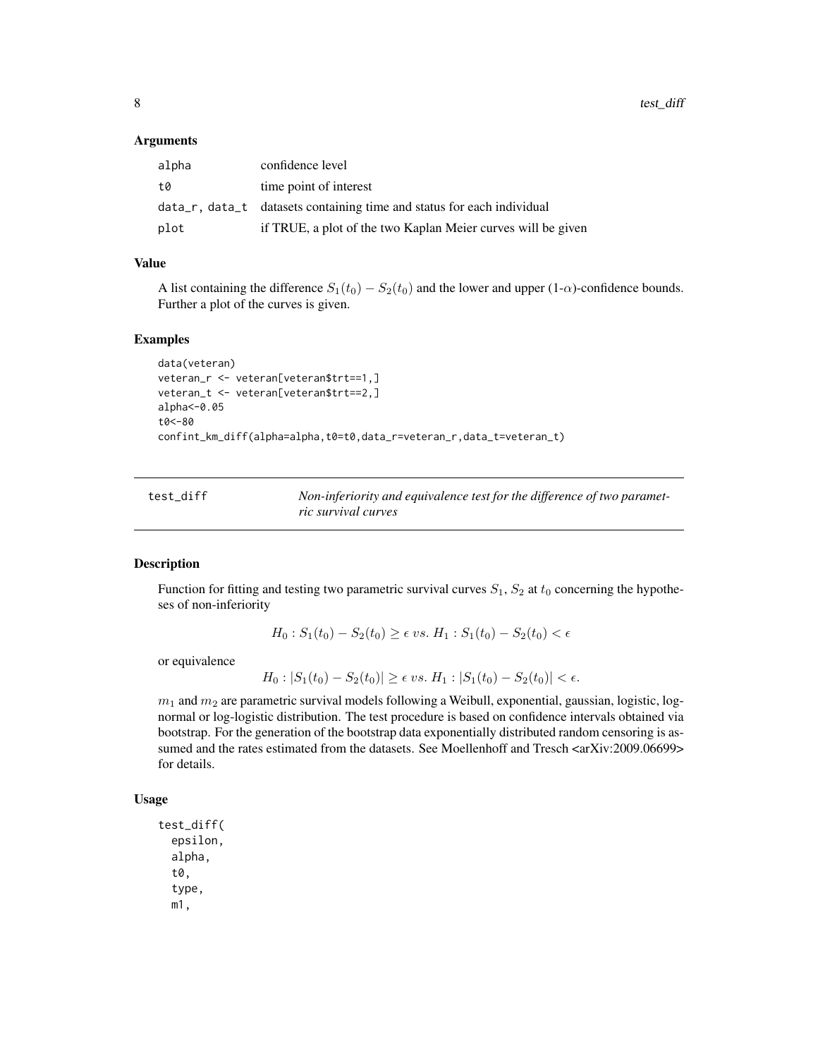### Arguments

| | |
|---|---|
| alpha | confidence level |
| t0 | time point of interest |
| data_r, data_t | datasets containing time and status for each individual |
| plot | if TRUE, a plot of the two Kaplan Meier curves will be given |

### Value

A list containing the difference $S_1(t_0) - S_2(t_0)$ and the lower and upper (1-$\alpha$)-confidence bounds. Further a plot of the curves is given.

### Examples

```
data(veteran)
veteran_r <- veteran[veteran$trt==1,]
veteran_t <- veteran[veteran$trt==2,]
alpha<-0.05
t0<-80
confint_km_diff(alpha=alpha,t0=t0,data_r=veteran_r,data_t=veteran_t)
```

---

## test_diff

*Non-inferiority and equivalence test for the difference of two parametric survival curves*

### Description

Function for fitting and testing two parametric survival curves $S_1$, $S_2$ at $t_0$ concerning the hypotheses of non-inferiority

$$H_0 : S_1(t_0) - S_2(t_0) \geq \epsilon \; vs. \; H_1 : S_1(t_0) - S_2(t_0) < \epsilon$$

or equivalence

$$H_0 : |S_1(t_0) - S_2(t_0)| \geq \epsilon \; vs. \; H_1 : |S_1(t_0) - S_2(t_0)| < \epsilon.$$

$m_1$ and $m_2$ are parametric survival models following a Weibull, exponential, gaussian, logistic, log-normal or log-logistic distribution. The test procedure is based on confidence intervals obtained via bootstrap. For the generation of the bootstrap data exponentially distributed random censoring is assumed and the rates estimated from the datasets. See Moellenhoff and Tresch <arXiv:2009.06699> for details.

### Usage

```
test_diff(
  epsilon,
  alpha,
  t0,
  type,
  m1,
```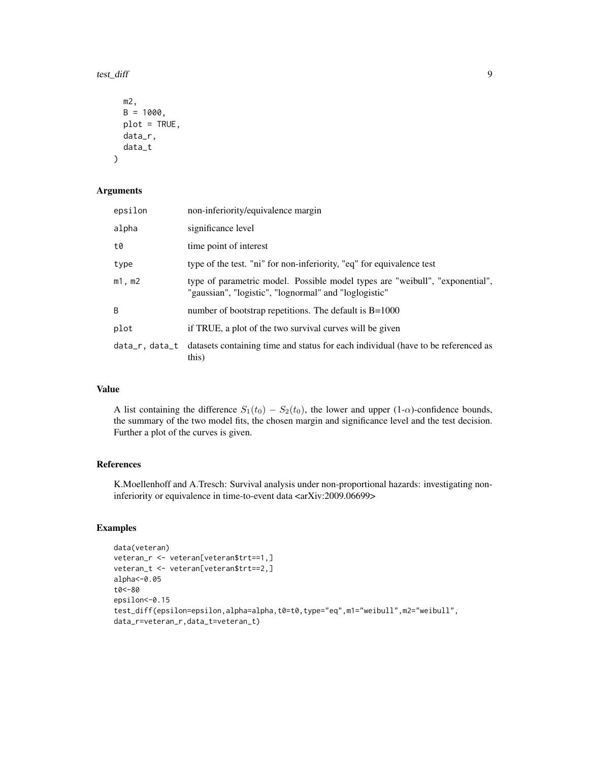```
  m2,
  B = 1000,
  plot = TRUE,
  data_r,
  data_t
)
```

## Arguments

| | |
|---|---|
| epsilon | non-inferiority/equivalence margin |
| alpha | significance level |
| t0 | time point of interest |
| type | type of the test. "ni" for non-inferiority, "eq" for equivalence test |
| m1, m2 | type of parametric model. Possible model types are "weibull", "exponential", "gaussian", "logistic", "lognormal" and "loglogistic" |
| B | number of bootstrap repetitions. The default is B=1000 |
| plot | if TRUE, a plot of the two survival curves will be given |
| data_r, data_t | datasets containing time and status for each individual (have to be referenced as this) |

## Value

A list containing the difference $S_1(t_0) - S_2(t_0)$, the lower and upper (1-$\alpha$)-confidence bounds, the summary of the two model fits, the chosen margin and significance level and the test decision. Further a plot of the curves is given.

## References

K.Moellenhoff and A.Tresch: Survival analysis under non-proportional hazards: investigating non-inferiority or equivalence in time-to-event data <arXiv:2009.06699>

## Examples

```
data(veteran)
veteran_r <- veteran[veteran$trt==1,]
veteran_t <- veteran[veteran$trt==2,]
alpha<-0.05
t0<-80
epsilon<-0.15
test_diff(epsilon=epsilon,alpha=alpha,t0=t0,type="eq",m1="weibull",m2="weibull",
data_r=veteran_r,data_t=veteran_t)
```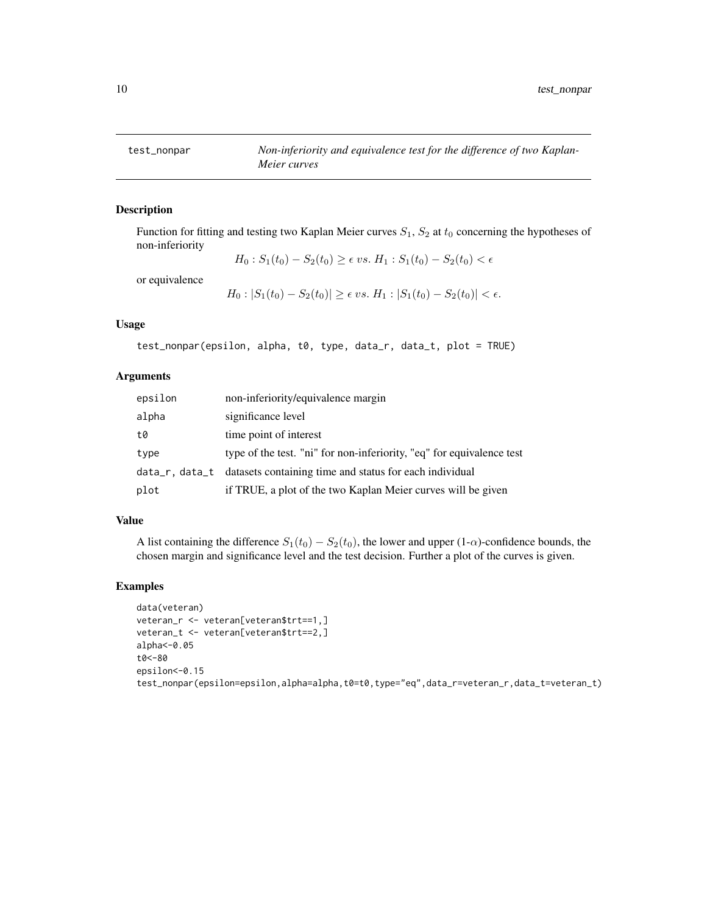## test_nonpar — *Non-inferiority and equivalence test for the difference of two Kaplan-Meier curves*

### Description

Function for fitting and testing two Kaplan Meier curves $S_1$, $S_2$ at $t_0$ concerning the hypotheses of non-inferiority

$$H_0 : S_1(t_0) - S_2(t_0) \geq \epsilon \; vs. \; H_1 : S_1(t_0) - S_2(t_0) < \epsilon$$

or equivalence

$$H_0 : |S_1(t_0) - S_2(t_0)| \geq \epsilon \; vs. \; H_1 : |S_1(t_0) - S_2(t_0)| < \epsilon.$$

### Usage

```
test_nonpar(epsilon, alpha, t0, type, data_r, data_t, plot = TRUE)
```

### Arguments

| | |
|---|---|
| epsilon | non-inferiority/equivalence margin |
| alpha | significance level |
| t0 | time point of interest |
| type | type of the test. "ni" for non-inferiority, "eq" for equivalence test |
| data_r, data_t | datasets containing time and status for each individual |
| plot | if TRUE, a plot of the two Kaplan Meier curves will be given |

### Value

A list containing the difference $S_1(t_0) - S_2(t_0)$, the lower and upper (1-$\alpha$)-confidence bounds, the chosen margin and significance level and the test decision. Further a plot of the curves is given.

### Examples

```
data(veteran)
veteran_r <- veteran[veteran$trt==1,]
veteran_t <- veteran[veteran$trt==2,]
alpha<-0.05
t0<-80
epsilon<-0.15
test_nonpar(epsilon=epsilon,alpha=alpha,t0=t0,type="eq",data_r=veteran_r,data_t=veteran_t)
```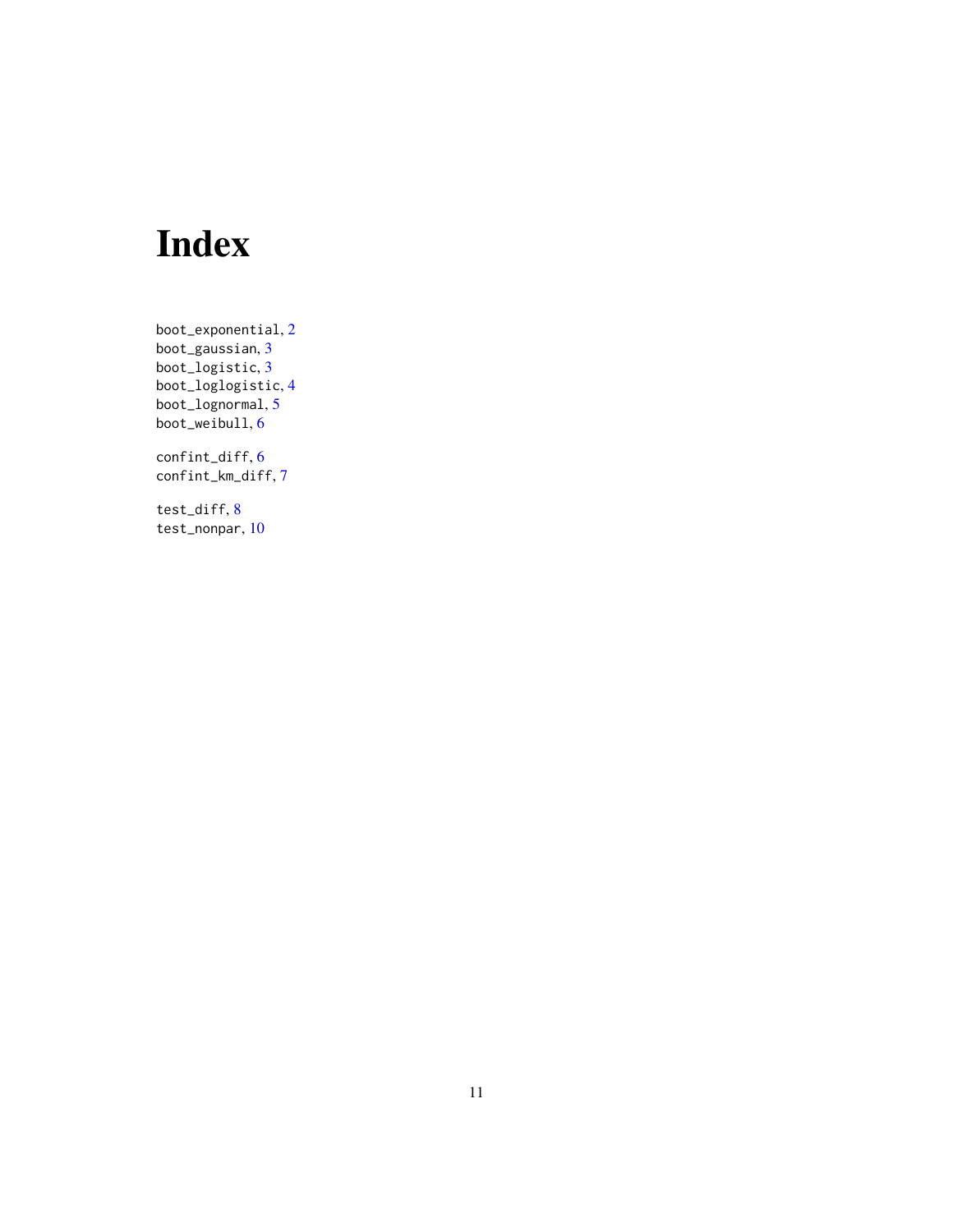# Index

boot_exponential, 2
boot_gaussian, 3
boot_logistic, 3
boot_loglogistic, 4
boot_lognormal, 5
boot_weibull, 6

confint_diff, 6
confint_km_diff, 7

test_diff, 8
test_nonpar, 10